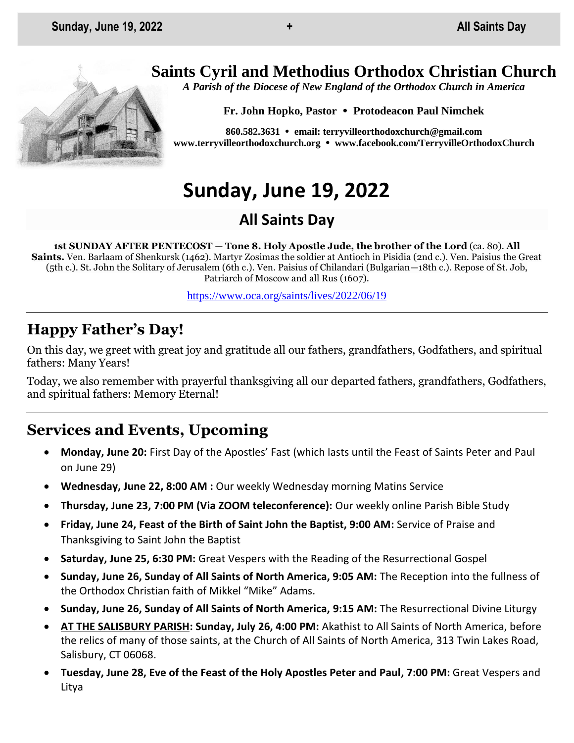# Saints Cyril and Methodius Orthodox Christian Church

*A Parish of the Diocese of New England of the Orthodox Church in America*

**Fr. John Hopko, Pastor • Protodeacon Paul Nimchek**

**860.582.3631 • email: terryvilleorthodoxchurch@gmail.com**
**www.terryvilleorthodoxchurch.org • www.facebook.com/TerryvilleOrthodoxChurch**

# Sunday, June 19, 2022

## All Saints Day

**1st SUNDAY AFTER PENTECOST — Tone 8. Holy Apostle Jude, the brother of the Lord** (ca. 80). **All Saints.** Ven. Barlaam of Shenkursk (1462). Martyr Zosimas the soldier at Antioch in Pisidia (2nd c.). Ven. Paisius the Great (5th c.). St. John the Solitary of Jerusalem (6th c.). Ven. Paisius of Chilandari (Bulgarian—18th c.). Repose of St. Job, Patriarch of Moscow and all Rus (1607).

https://www.oca.org/saints/lives/2022/06/19

---

## Happy Father's Day!

On this day, we greet with great joy and gratitude all our fathers, grandfathers, Godfathers, and spiritual fathers: Many Years!

Today, we also remember with prayerful thanksgiving all our departed fathers, grandfathers, Godfathers, and spiritual fathers: Memory Eternal!

---

## Services and Events, Upcoming

- **Monday, June 20:** First Day of the Apostles' Fast (which lasts until the Feast of Saints Peter and Paul on June 29)
- **Wednesday, June 22, 8:00 AM :** Our weekly Wednesday morning Matins Service
- **Thursday, June 23, 7:00 PM (Via ZOOM teleconference):** Our weekly online Parish Bible Study
- **Friday, June 24, Feast of the Birth of Saint John the Baptist, 9:00 AM:** Service of Praise and Thanksgiving to Saint John the Baptist
- **Saturday, June 25, 6:30 PM:** Great Vespers with the Reading of the Resurrectional Gospel
- **Sunday, June 26, Sunday of All Saints of North America, 9:05 AM:** The Reception into the fullness of the Orthodox Christian faith of Mikkel "Mike" Adams.
- **Sunday, June 26, Sunday of All Saints of North America, 9:15 AM:** The Resurrectional Divine Liturgy
- **AT THE SALISBURY PARISH: Sunday, July 26, 4:00 PM:** Akathist to All Saints of North America, before the relics of many of those saints, at the Church of All Saints of North America, 313 Twin Lakes Road, Salisbury, CT 06068.
- **Tuesday, June 28, Eve of the Feast of the Holy Apostles Peter and Paul, 7:00 PM:** Great Vespers and Litya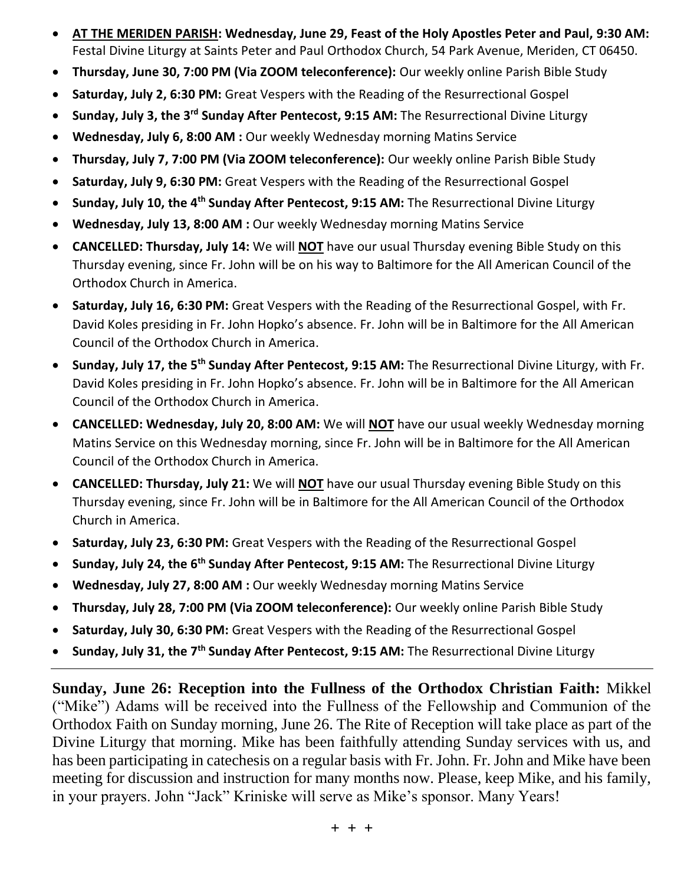- **<u>AT THE MERIDEN PARISH</u>: Wednesday, June 29, Feast of the Holy Apostles Peter and Paul, 9:30 AM:** Festal Divine Liturgy at Saints Peter and Paul Orthodox Church, 54 Park Avenue, Meriden, CT 06450.
- **Thursday, June 30, 7:00 PM (Via ZOOM teleconference):** Our weekly online Parish Bible Study
- **Saturday, July 2, 6:30 PM:** Great Vespers with the Reading of the Resurrectional Gospel
- **Sunday, July 3, the 3rd Sunday After Pentecost, 9:15 AM:** The Resurrectional Divine Liturgy
- **Wednesday, July 6, 8:00 AM :** Our weekly Wednesday morning Matins Service
- **Thursday, July 7, 7:00 PM (Via ZOOM teleconference):** Our weekly online Parish Bible Study
- **Saturday, July 9, 6:30 PM:** Great Vespers with the Reading of the Resurrectional Gospel
- **Sunday, July 10, the 4th Sunday After Pentecost, 9:15 AM:** The Resurrectional Divine Liturgy
- **Wednesday, July 13, 8:00 AM :** Our weekly Wednesday morning Matins Service
- **CANCELLED: Thursday, July 14:** We will **<u>NOT</u>** have our usual Thursday evening Bible Study on this Thursday evening, since Fr. John will be on his way to Baltimore for the All American Council of the Orthodox Church in America.
- **Saturday, July 16, 6:30 PM:** Great Vespers with the Reading of the Resurrectional Gospel, with Fr. David Koles presiding in Fr. John Hopko's absence. Fr. John will be in Baltimore for the All American Council of the Orthodox Church in America.
- **Sunday, July 17, the 5th Sunday After Pentecost, 9:15 AM:** The Resurrectional Divine Liturgy, with Fr. David Koles presiding in Fr. John Hopko's absence. Fr. John will be in Baltimore for the All American Council of the Orthodox Church in America.
- **CANCELLED: Wednesday, July 20, 8:00 AM:** We will **<u>NOT</u>** have our usual weekly Wednesday morning Matins Service on this Wednesday morning, since Fr. John will be in Baltimore for the All American Council of the Orthodox Church in America.
- **CANCELLED: Thursday, July 21:** We will **<u>NOT</u>** have our usual Thursday evening Bible Study on this Thursday evening, since Fr. John will be in Baltimore for the All American Council of the Orthodox Church in America.
- **Saturday, July 23, 6:30 PM:** Great Vespers with the Reading of the Resurrectional Gospel
- **Sunday, July 24, the 6th Sunday After Pentecost, 9:15 AM:** The Resurrectional Divine Liturgy
- **Wednesday, July 27, 8:00 AM :** Our weekly Wednesday morning Matins Service
- **Thursday, July 28, 7:00 PM (Via ZOOM teleconference):** Our weekly online Parish Bible Study
- **Saturday, July 30, 6:30 PM:** Great Vespers with the Reading of the Resurrectional Gospel
- **Sunday, July 31, the 7th Sunday After Pentecost, 9:15 AM:** The Resurrectional Divine Liturgy

---

**Sunday, June 26: Reception into the Fullness of the Orthodox Christian Faith:** Mikkel ("Mike") Adams will be received into the Fullness of the Fellowship and Communion of the Orthodox Faith on Sunday morning, June 26. The Rite of Reception will take place as part of the Divine Liturgy that morning. Mike has been faithfully attending Sunday services with us, and has been participating in catechesis on a regular basis with Fr. John. Fr. John and Mike have been meeting for discussion and instruction for many months now. Please, keep Mike, and his family, in your prayers. John "Jack" Kriniske will serve as Mike's sponsor. Many Years!

\+ + +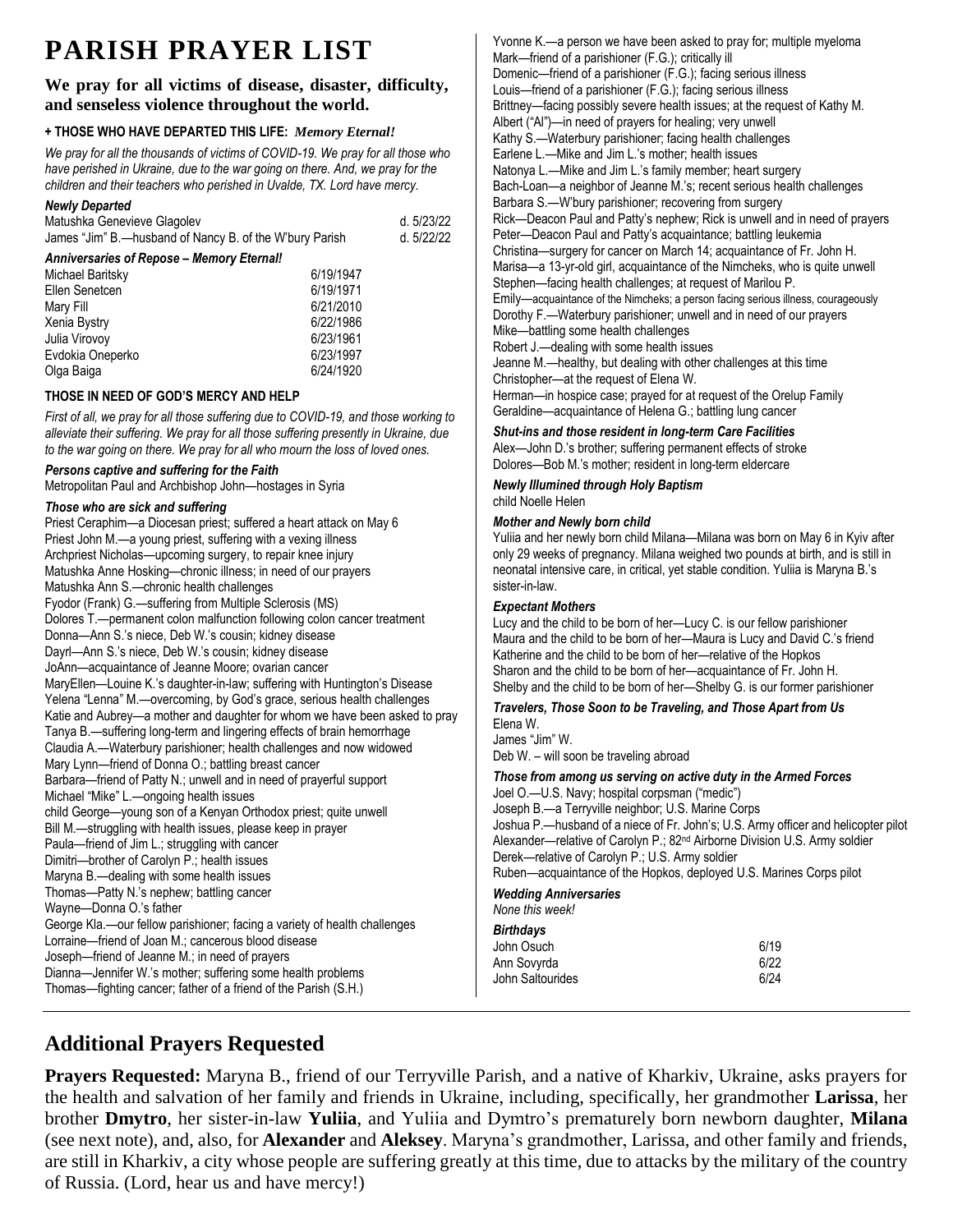# PARISH PRAYER LIST

**We pray for all victims of disease, disaster, difficulty, and senseless violence throughout the world.**

**+ THOSE WHO HAVE DEPARTED THIS LIFE:** ***Memory Eternal!***

*We pray for all the thousands of victims of COVID-19. We pray for all those who have perished in Ukraine, due to the war going on there. And, we pray for the children and their teachers who perished in Uvalde, TX. Lord have mercy.*

***Newly Departed***

| | |
|---|---|
| Matushka Genevieve Glagolev | d. 5/23/22 |
| James "Jim" B.—husband of Nancy B. of the W'bury Parish | d. 5/22/22 |

***Anniversaries of Repose – Memory Eternal!***

| | |
|---|---|
| Michael Baritsky | 6/19/1947 |
| Ellen Senetcen | 6/19/1971 |
| Mary Fill | 6/21/2010 |
| Xenia Bystry | 6/22/1986 |
| Julia Virovoy | 6/23/1961 |
| Evdokia Oneperko | 6/23/1997 |
| Olga Baiga | 6/24/1920 |

**THOSE IN NEED OF GOD'S MERCY AND HELP**

*First of all, we pray for all those suffering due to COVID-19, and those working to alleviate their suffering. We pray for all those suffering presently in Ukraine, due to the war going on there. We pray for all who mourn the loss of loved ones.*

***Persons captive and suffering for the Faith***

Metropolitan Paul and Archbishop John—hostages in Syria

***Those who are sick and suffering***

Priest Ceraphim—a Diocesan priest; suffered a heart attack on May 6
Priest John M.—a young priest, suffering with a vexing illness
Archpriest Nicholas—upcoming surgery, to repair knee injury
Matushka Anne Hosking—chronic illness; in need of our prayers
Matushka Ann S.—chronic health challenges
Fyodor (Frank) G.—suffering from Multiple Sclerosis (MS)
Dolores T.—permanent colon malfunction following colon cancer treatment
Donna—Ann S.'s niece, Deb W.'s cousin; kidney disease
Dayrl—Ann S.'s niece, Deb W.'s cousin; kidney disease
JoAnn—acquaintance of Jeanne Moore; ovarian cancer
MaryEllen—Louine K.'s daughter-in-law; suffering with Huntington's Disease
Yelena "Lenna" M.—overcoming, by God's grace, serious health challenges
Katie and Aubrey—a mother and daughter for whom we have been asked to pray
Tanya B.—suffering long-term and lingering effects of brain hemorrhage
Claudia A.—Waterbury parishioner; health challenges and now widowed
Mary Lynn—friend of Donna O.; battling breast cancer
Barbara—friend of Patty N.; unwell and in need of prayerful support
Michael "Mike" L.—ongoing health issues
child George—young son of a Kenyan Orthodox priest; quite unwell
Bill M.—struggling with health issues, please keep in prayer
Paula—friend of Jim L.; struggling with cancer
Dimitri—brother of Carolyn P.; health issues
Maryna B.—dealing with some health issues
Thomas—Patty N.'s nephew; battling cancer
Wayne—Donna O.'s father
George Kla.—our fellow parishioner; facing a variety of health challenges
Lorraine—friend of Joan M.; cancerous blood disease
Joseph—friend of Jeanne M.; in need of prayers
Dianna—Jennifer W.'s mother; suffering some health problems
Thomas—fighting cancer; father of a friend of the Parish (S.H.)
Yvonne K.—a person we have been asked to pray for; multiple myeloma
Mark—friend of a parishioner (F.G.); critically ill
Domenic—friend of a parishioner (F.G.); facing serious illness
Louis—friend of a parishioner (F.G.); facing serious illness
Brittney—facing possibly severe health issues; at the request of Kathy M.
Albert ("Al")—in need of prayers for healing; very unwell
Kathy S.—Waterbury parishioner; facing health challenges
Earlene L.—Mike and Jim L.'s mother; health issues
Natonya L.—Mike and Jim L.'s family member; heart surgery
Bach-Loan—a neighbor of Jeanne M.'s; recent serious health challenges
Barbara S.—W'bury parishioner; recovering from surgery
Rick—Deacon Paul and Patty's nephew; Rick is unwell and in need of prayers
Peter—Deacon Paul and Patty's acquaintance; battling leukemia
Christina—surgery for cancer on March 14; acquaintance of Fr. John H.
Marisa—a 13-yr-old girl, acquaintance of the Nimcheks, who is quite unwell
Stephen—facing health challenges; at request of Marilou P.
Emily—acquaintance of the Nimcheks; a person facing serious illness, courageously
Dorothy F.—Waterbury parishioner; unwell and in need of our prayers
Mike—battling some health challenges
Robert J.—dealing with some health issues
Jeanne M.—healthy, but dealing with other challenges at this time
Christopher—at the request of Elena W.
Herman—in hospice case; prayed for at request of the Orelup Family
Geraldine—acquaintance of Helena G.; battling lung cancer

***Shut-ins and those resident in long-term Care Facilities***

Alex—John D.'s brother; suffering permanent effects of stroke
Dolores—Bob M.'s mother; resident in long-term eldercare

***Newly Illumined through Holy Baptism***

child Noelle Helen

***Mother and Newly born child***

Yuliia and her newly born child Milana—Milana was born on May 6 in Kyiv after only 29 weeks of pregnancy. Milana weighed two pounds at birth, and is still in neonatal intensive care, in critical, yet stable condition. Yuliia is Maryna B.'s sister-in-law.

***Expectant Mothers***

Lucy and the child to be born of her—Lucy C. is our fellow parishioner
Maura and the child to be born of her—Maura is Lucy and David C.'s friend
Katherine and the child to be born of her—relative of the Hopkos
Sharon and the child to be born of her—acquaintance of Fr. John H.
Shelby and the child to be born of her—Shelby G. is our former parishioner

***Travelers, Those Soon to be Traveling, and Those Apart from Us***

Elena W.
James "Jim" W.
Deb W. – will soon be traveling abroad

***Those from among us serving on active duty in the Armed Forces***

Joel O.—U.S. Navy; hospital corpsman ("medic")
Joseph B.—a Terryville neighbor; U.S. Marine Corps
Joshua P.—husband of a niece of Fr. John's; U.S. Army officer and helicopter pilot
Alexander—relative of Carolyn P.; 82nd Airborne Division U.S. Army soldier
Derek—relative of Carolyn P.; U.S. Army soldier
Ruben—acquaintance of the Hopkos, deployed U.S. Marines Corps pilot

***Wedding Anniversaries***

*None this week!*

***Birthdays***

| | |
|---|---|
| John Osuch | 6/19 |
| Ann Sovyrda | 6/22 |
| John Saltourides | 6/24 |

## Additional Prayers Requested

**Prayers Requested:** Maryna B., friend of our Terryville Parish, and a native of Kharkiv, Ukraine, asks prayers for the health and salvation of her family and friends in Ukraine, including, specifically, her grandmother **Larissa**, her brother **Dmytro**, her sister-in-law **Yuliia**, and Yuliia and Dymtro's prematurely born newborn daughter, **Milana** (see next note), and, also, for **Alexander** and **Aleksey**. Maryna's grandmother, Larissa, and other family and friends, are still in Kharkiv, a city whose people are suffering greatly at this time, due to attacks by the military of the country of Russia. (Lord, hear us and have mercy!)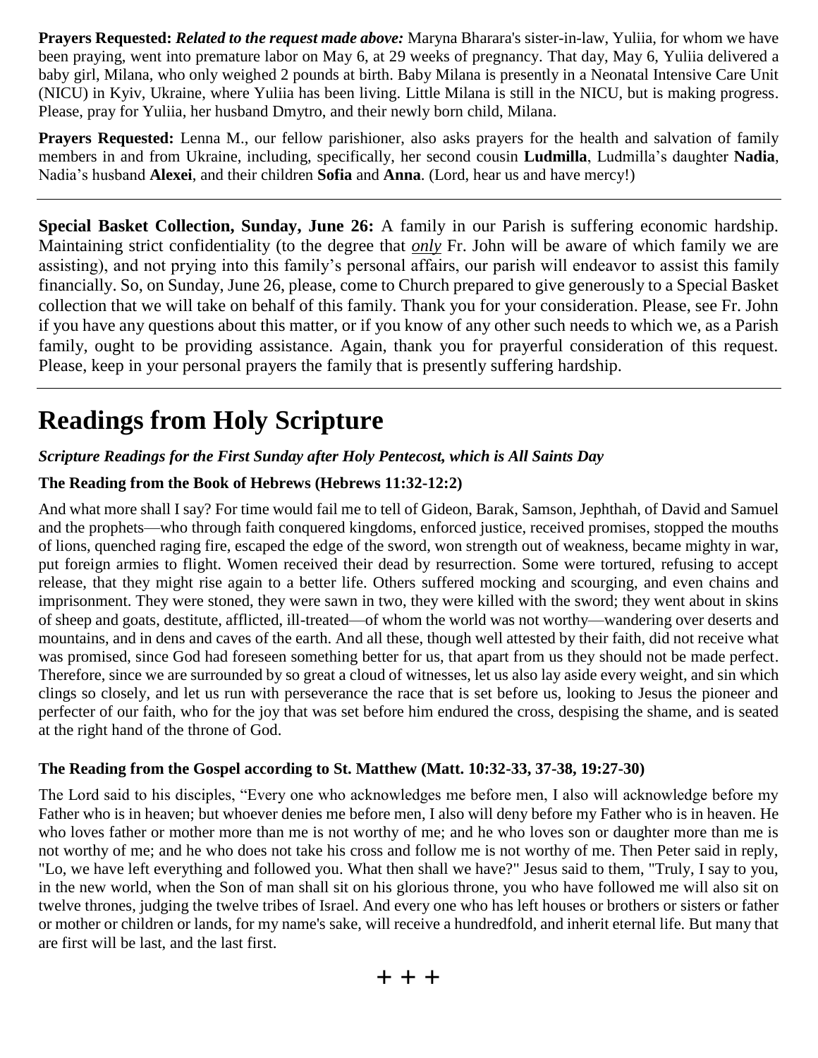**Prayers Requested:** ***Related to the request made above:*** Maryna Bharara's sister-in-law, Yuliia, for whom we have been praying, went into premature labor on May 6, at 29 weeks of pregnancy. That day, May 6, Yuliia delivered a baby girl, Milana, who only weighed 2 pounds at birth. Baby Milana is presently in a Neonatal Intensive Care Unit (NICU) in Kyiv, Ukraine, where Yuliia has been living. Little Milana is still in the NICU, but is making progress. Please, pray for Yuliia, her husband Dmytro, and their newly born child, Milana.

**Prayers Requested:** Lenna M., our fellow parishioner, also asks prayers for the health and salvation of family members in and from Ukraine, including, specifically, her second cousin **Ludmilla**, Ludmilla's daughter **Nadia**, Nadia's husband **Alexei**, and their children **Sofia** and **Anna**. (Lord, hear us and have mercy!)

---

**Special Basket Collection, Sunday, June 26:** A family in our Parish is suffering economic hardship. Maintaining strict confidentiality (to the degree that ***only*** Fr. John will be aware of which family we are assisting), and not prying into this family's personal affairs, our parish will endeavor to assist this family financially. So, on Sunday, June 26, please, come to Church prepared to give generously to a Special Basket collection that we will take on behalf of this family. Thank you for your consideration. Please, see Fr. John if you have any questions about this matter, or if you know of any other such needs to which we, as a Parish family, ought to be providing assistance. Again, thank you for prayerful consideration of this request. Please, keep in your personal prayers the family that is presently suffering hardship.

---

# Readings from Holy Scripture

***Scripture Readings for the First Sunday after Holy Pentecost, which is All Saints Day***

**The Reading from the Book of Hebrews (Hebrews 11:32-12:2)**

And what more shall I say? For time would fail me to tell of Gideon, Barak, Samson, Jephthah, of David and Samuel and the prophets—who through faith conquered kingdoms, enforced justice, received promises, stopped the mouths of lions, quenched raging fire, escaped the edge of the sword, won strength out of weakness, became mighty in war, put foreign armies to flight. Women received their dead by resurrection. Some were tortured, refusing to accept release, that they might rise again to a better life. Others suffered mocking and scourging, and even chains and imprisonment. They were stoned, they were sawn in two, they were killed with the sword; they went about in skins of sheep and goats, destitute, afflicted, ill-treated—of whom the world was not worthy—wandering over deserts and mountains, and in dens and caves of the earth. And all these, though well attested by their faith, did not receive what was promised, since God had foreseen something better for us, that apart from us they should not be made perfect. Therefore, since we are surrounded by so great a cloud of witnesses, let us also lay aside every weight, and sin which clings so closely, and let us run with perseverance the race that is set before us, looking to Jesus the pioneer and perfecter of our faith, who for the joy that was set before him endured the cross, despising the shame, and is seated at the right hand of the throne of God.

**The Reading from the Gospel according to St. Matthew (Matt. 10:32-33, 37-38, 19:27-30)**

The Lord said to his disciples, "Every one who acknowledges me before men, I also will acknowledge before my Father who is in heaven; but whoever denies me before men, I also will deny before my Father who is in heaven. He who loves father or mother more than me is not worthy of me; and he who loves son or daughter more than me is not worthy of me; and he who does not take his cross and follow me is not worthy of me. Then Peter said in reply, "Lo, we have left everything and followed you. What then shall we have?" Jesus said to them, "Truly, I say to you, in the new world, when the Son of man shall sit on his glorious throne, you who have followed me will also sit on twelve thrones, judging the twelve tribes of Israel. And every one who has left houses or brothers or sisters or father or mother or children or lands, for my name's sake, will receive a hundredfold, and inherit eternal life. But many that are first will be last, and the last first.

+ + +